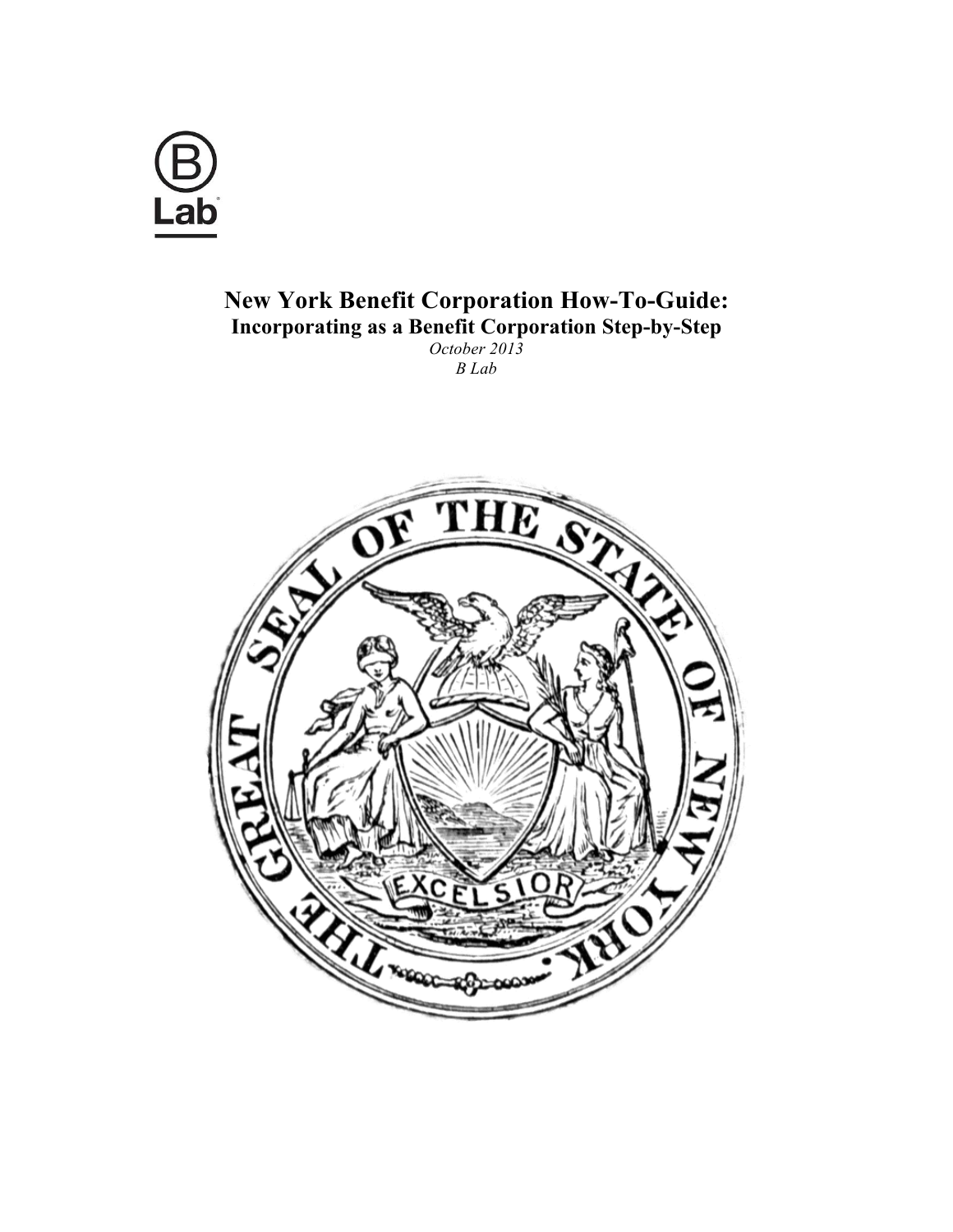# New York Benefit Corporation How-To-Guide:

## Incorporating as a Benefit Corporation Step-by-Step

*October 2013*

*B Lab*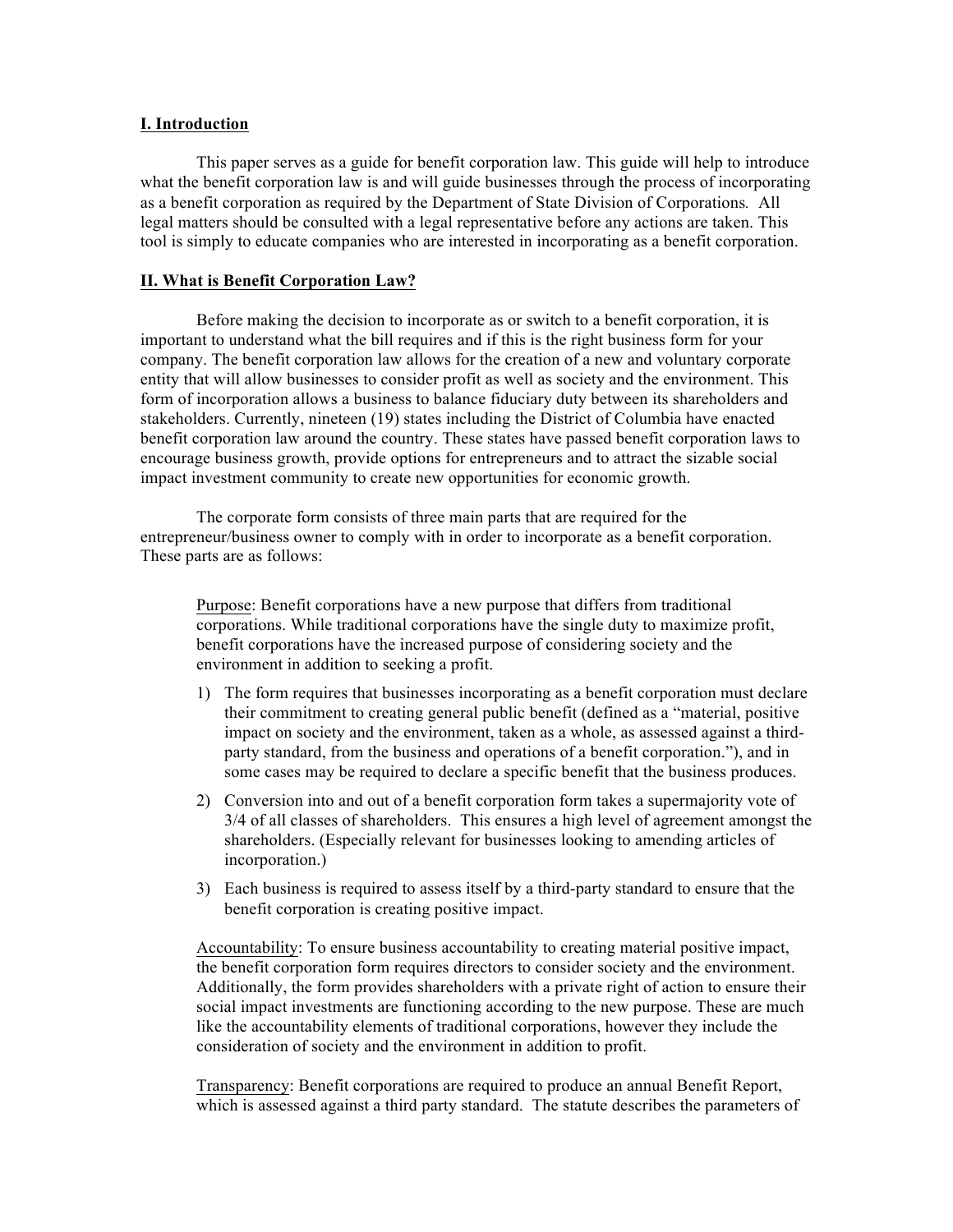**I. Introduction**

This paper serves as a guide for benefit corporation law. This guide will help to introduce what the benefit corporation law is and will guide businesses through the process of incorporating as a benefit corporation as required by the Department of State Division of Corporations*.* All legal matters should be consulted with a legal representative before any actions are taken. This tool is simply to educate companies who are interested in incorporating as a benefit corporation.

**II. What is Benefit Corporation Law?**

Before making the decision to incorporate as or switch to a benefit corporation, it is important to understand what the bill requires and if this is the right business form for your company. The benefit corporation law allows for the creation of a new and voluntary corporate entity that will allow businesses to consider profit as well as society and the environment. This form of incorporation allows a business to balance fiduciary duty between its shareholders and stakeholders. Currently, nineteen (19) states including the District of Columbia have enacted benefit corporation law around the country. These states have passed benefit corporation laws to encourage business growth, provide options for entrepreneurs and to attract the sizable social impact investment community to create new opportunities for economic growth.

The corporate form consists of three main parts that are required for the entrepreneur/business owner to comply with in order to incorporate as a benefit corporation. These parts are as follows:

Purpose: Benefit corporations have a new purpose that differs from traditional corporations. While traditional corporations have the single duty to maximize profit, benefit corporations have the increased purpose of considering society and the environment in addition to seeking a profit.

1) The form requires that businesses incorporating as a benefit corporation must declare their commitment to creating general public benefit (defined as a "material, positive impact on society and the environment, taken as a whole, as assessed against a third-party standard, from the business and operations of a benefit corporation."), and in some cases may be required to declare a specific benefit that the business produces.
2) Conversion into and out of a benefit corporation form takes a supermajority vote of 3/4 of all classes of shareholders. This ensures a high level of agreement amongst the shareholders. (Especially relevant for businesses looking to amending articles of incorporation.)
3) Each business is required to assess itself by a third-party standard to ensure that the benefit corporation is creating positive impact.

Accountability: To ensure business accountability to creating material positive impact, the benefit corporation form requires directors to consider society and the environment. Additionally, the form provides shareholders with a private right of action to ensure their social impact investments are functioning according to the new purpose. These are much like the accountability elements of traditional corporations, however they include the consideration of society and the environment in addition to profit.

Transparency: Benefit corporations are required to produce an annual Benefit Report, which is assessed against a third party standard. The statute describes the parameters of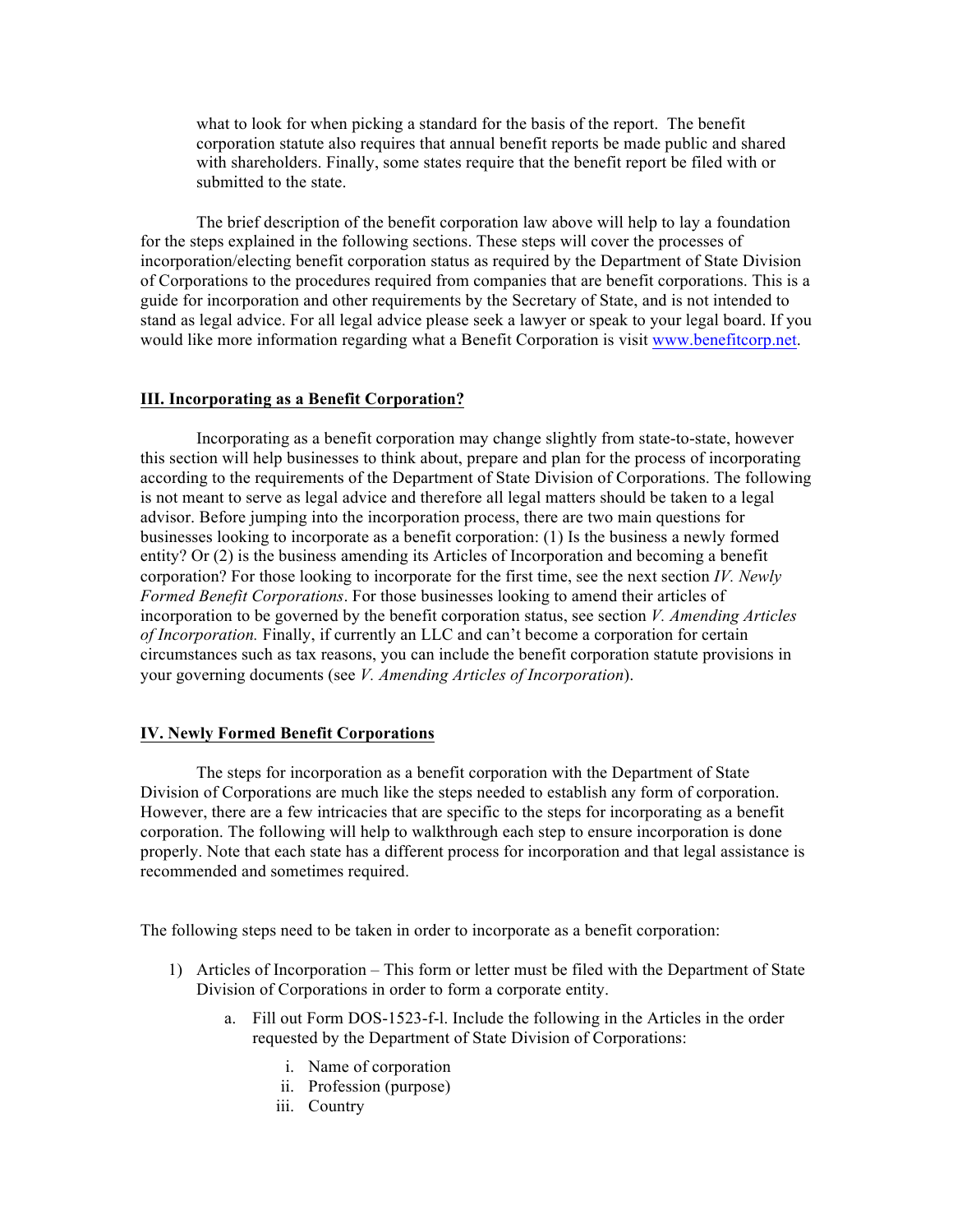what to look for when picking a standard for the basis of the report. The benefit corporation statute also requires that annual benefit reports be made public and shared with shareholders. Finally, some states require that the benefit report be filed with or submitted to the state.

The brief description of the benefit corporation law above will help to lay a foundation for the steps explained in the following sections. These steps will cover the processes of incorporation/electing benefit corporation status as required by the Department of State Division of Corporations to the procedures required from companies that are benefit corporations. This is a guide for incorporation and other requirements by the Secretary of State, and is not intended to stand as legal advice. For all legal advice please seek a lawyer or speak to your legal board. If you would like more information regarding what a Benefit Corporation is visit [www.benefitcorp.net](http://www.benefitcorp.net).

## III. Incorporating as a Benefit Corporation?

Incorporating as a benefit corporation may change slightly from state-to-state, however this section will help businesses to think about, prepare and plan for the process of incorporating according to the requirements of the Department of State Division of Corporations. The following is not meant to serve as legal advice and therefore all legal matters should be taken to a legal advisor. Before jumping into the incorporation process, there are two main questions for businesses looking to incorporate as a benefit corporation: (1) Is the business a newly formed entity? Or (2) is the business amending its Articles of Incorporation and becoming a benefit corporation? For those looking to incorporate for the first time, see the next section *IV. Newly Formed Benefit Corporations*. For those businesses looking to amend their articles of incorporation to be governed by the benefit corporation status, see section *V. Amending Articles of Incorporation.* Finally, if currently an LLC and can't become a corporation for certain circumstances such as tax reasons, you can include the benefit corporation statute provisions in your governing documents (see *V. Amending Articles of Incorporation*).

## IV. Newly Formed Benefit Corporations

The steps for incorporation as a benefit corporation with the Department of State Division of Corporations are much like the steps needed to establish any form of corporation. However, there are a few intricacies that are specific to the steps for incorporating as a benefit corporation. The following will help to walkthrough each step to ensure incorporation is done properly. Note that each state has a different process for incorporation and that legal assistance is recommended and sometimes required.

The following steps need to be taken in order to incorporate as a benefit corporation:

1) Articles of Incorporation – This form or letter must be filed with the Department of State Division of Corporations in order to form a corporate entity.
   a. Fill out Form DOS-1523-f-l. Include the following in the Articles in the order requested by the Department of State Division of Corporations:
      i. Name of corporation
      ii. Profession (purpose)
      iii. Country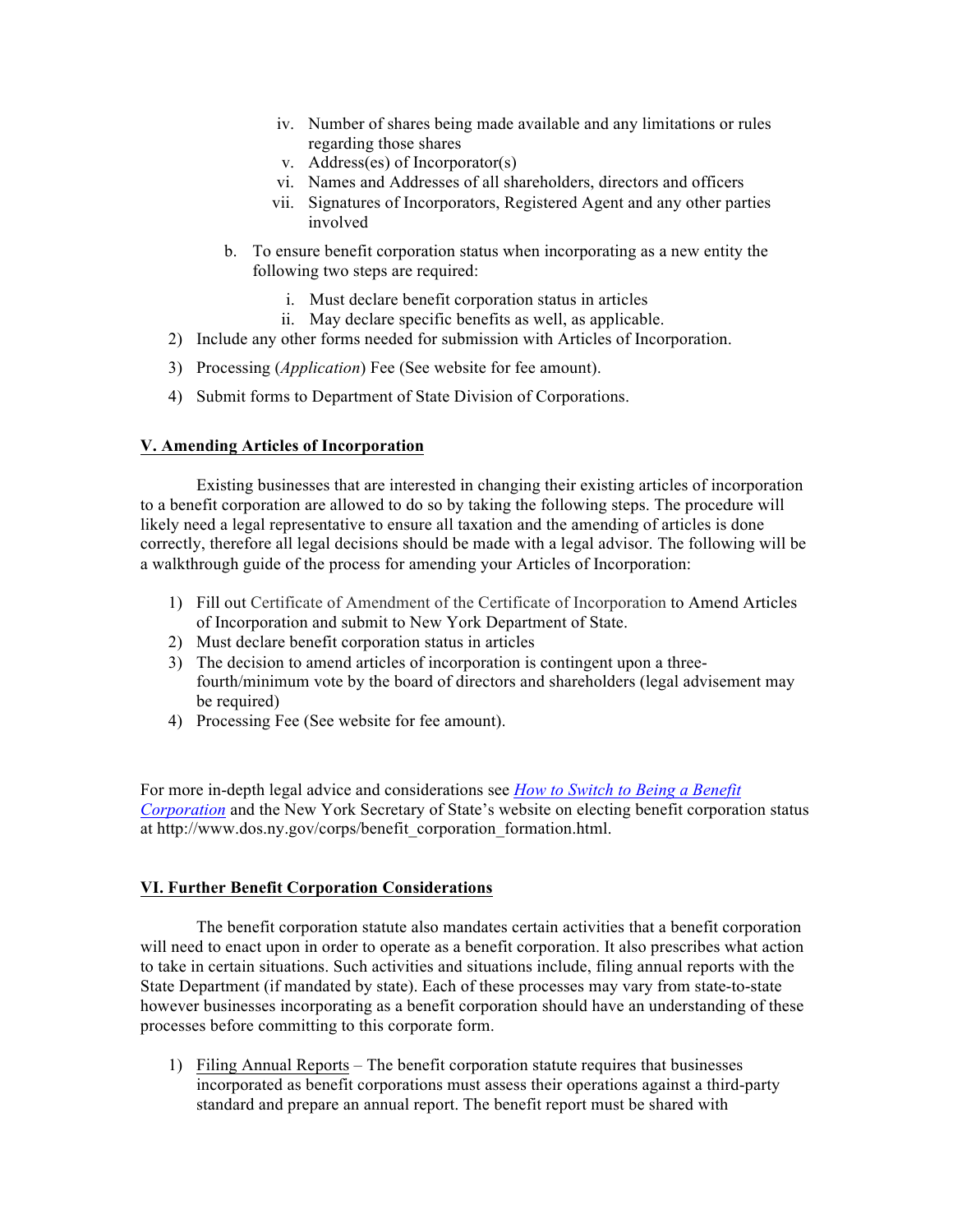iv. Number of shares being made available and any limitations or rules regarding those shares
   v. Address(es) of Incorporator(s)
   vi. Names and Addresses of all shareholders, directors and officers
   vii. Signatures of Incorporators, Registered Agent and any other parties involved

   b. To ensure benefit corporation status when incorporating as a new entity the following two steps are required:

      i. Must declare benefit corporation status in articles
      ii. May declare specific benefits as well, as applicable.

2) Include any other forms needed for submission with Articles of Incorporation.
3) Processing (*Application*) Fee (See website for fee amount).
4) Submit forms to Department of State Division of Corporations.

## V. Amending Articles of Incorporation

Existing businesses that are interested in changing their existing articles of incorporation to a benefit corporation are allowed to do so by taking the following steps. The procedure will likely need a legal representative to ensure all taxation and the amending of articles is done correctly, therefore all legal decisions should be made with a legal advisor. The following will be a walkthrough guide of the process for amending your Articles of Incorporation:

1) Fill out Certificate of Amendment of the Certificate of Incorporation to Amend Articles of Incorporation and submit to New York Department of State.
2) Must declare benefit corporation status in articles
3) The decision to amend articles of incorporation is contingent upon a three-fourth/minimum vote by the board of directors and shareholders (legal advisement may be required)
4) Processing Fee (See website for fee amount).

For more in-depth legal advice and considerations see [*How to Switch to Being a Benefit Corporation*]() and the New York Secretary of State's website on electing benefit corporation status at http://www.dos.ny.gov/corps/benefit_corporation_formation.html.

## VI. Further Benefit Corporation Considerations

The benefit corporation statute also mandates certain activities that a benefit corporation will need to enact upon in order to operate as a benefit corporation. It also prescribes what action to take in certain situations. Such activities and situations include, filing annual reports with the State Department (if mandated by state). Each of these processes may vary from state-to-state however businesses incorporating as a benefit corporation should have an understanding of these processes before committing to this corporate form.

1) Filing Annual Reports – The benefit corporation statute requires that businesses incorporated as benefit corporations must assess their operations against a third-party standard and prepare an annual report. The benefit report must be shared with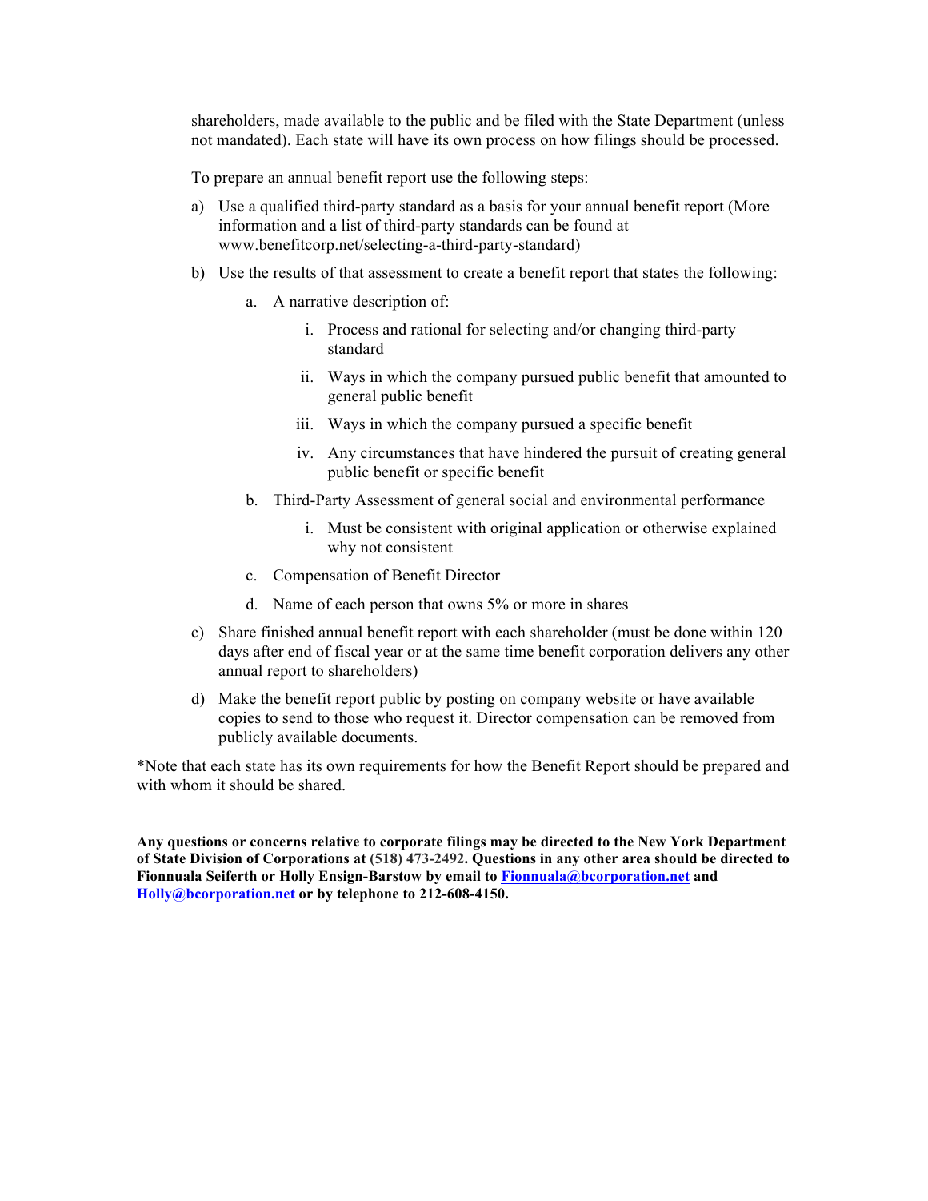shareholders, made available to the public and be filed with the State Department (unless not mandated). Each state will have its own process on how filings should be processed.

To prepare an annual benefit report use the following steps:

a) Use a qualified third-party standard as a basis for your annual benefit report (More information and a list of third-party standards can be found at www.benefitcorp.net/selecting-a-third-party-standard)

b) Use the results of that assessment to create a benefit report that states the following:

   a. A narrative description of:

      i. Process and rational for selecting and/or changing third-party standard

      ii. Ways in which the company pursued public benefit that amounted to general public benefit

      iii. Ways in which the company pursued a specific benefit

      iv. Any circumstances that have hindered the pursuit of creating general public benefit or specific benefit

   b. Third-Party Assessment of general social and environmental performance

      i. Must be consistent with original application or otherwise explained why not consistent

   c. Compensation of Benefit Director

   d. Name of each person that owns 5% or more in shares

c) Share finished annual benefit report with each shareholder (must be done within 120 days after end of fiscal year or at the same time benefit corporation delivers any other annual report to shareholders)

d) Make the benefit report public by posting on company website or have available copies to send to those who request it. Director compensation can be removed from publicly available documents.

*Note that each state has its own requirements for how the Benefit Report should be prepared and with whom it should be shared.

**Any questions or concerns relative to corporate filings may be directed to the New York Department of State Division of Corporations at (518) 473-2492. Questions in any other area should be directed to Fionnuala Seiferth or Holly Ensign-Barstow by email to Fionnuala@bcorporation.net and Holly@bcorporation.net or by telephone to 212-608-4150.**